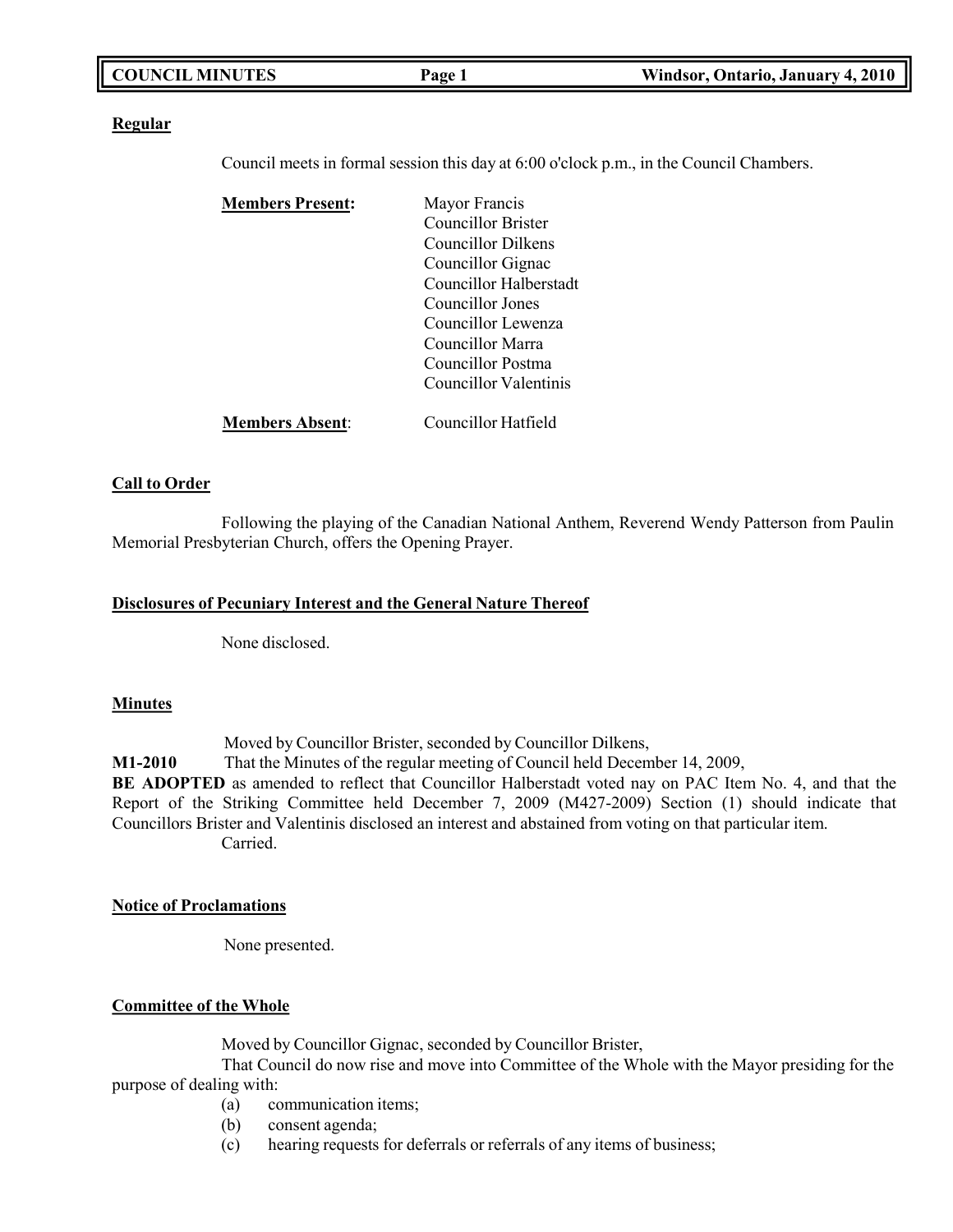**Regular**

Council meets in formal session this day at 6:00 o'clock p.m., in the Council Chambers.

| **Members Present:** | Mayor Francis |
|---|---|
| | Councillor Brister |
| | Councillor Dilkens |
| | Councillor Gignac |
| | Councillor Halberstadt |
| | Councillor Jones |
| | Councillor Lewenza |
| | Councillor Marra |
| | Councillor Postma |
| | Councillor Valentinis |
| **Members Absent**: | Councillor Hatfield |

**Call to Order**

Following the playing of the Canadian National Anthem, Reverend Wendy Patterson from Paulin Memorial Presbyterian Church, offers the Opening Prayer.

**Disclosures of Pecuniary Interest and the General Nature Thereof**

None disclosed.

**Minutes**

Moved by Councillor Brister, seconded by Councillor Dilkens,

**M1-2010** That the Minutes of the regular meeting of Council held December 14, 2009, **BE ADOPTED** as amended to reflect that Councillor Halberstadt voted nay on PAC Item No. 4, and that the Report of the Striking Committee held December 7, 2009 (M427-2009) Section (1) should indicate that Councillors Brister and Valentinis disclosed an interest and abstained from voting on that particular item.

Carried.

**Notice of Proclamations**

None presented.

**Committee of the Whole**

Moved by Councillor Gignac, seconded by Councillor Brister,

That Council do now rise and move into Committee of the Whole with the Mayor presiding for the purpose of dealing with:

(a) communication items;
(b) consent agenda;
(c) hearing requests for deferrals or referrals of any items of business;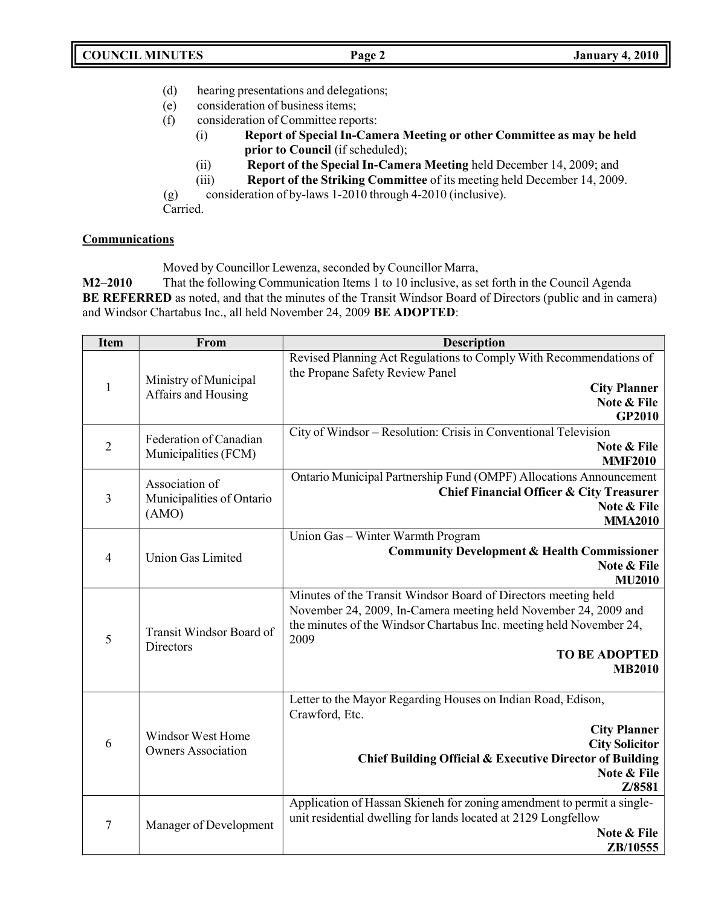(d) hearing presentations and delegations;
(e) consideration of business items;
(f) consideration of Committee reports:
  (i) **Report of Special In-Camera Meeting or other Committee as may be held prior to Council** (if scheduled);
  (ii) **Report of the Special In-Camera Meeting** held December 14, 2009; and
  (iii) **Report of the Striking Committee** of its meeting held December 14, 2009.
(g) consideration of by-laws 1-2010 through 4-2010 (inclusive).

Carried.

**Communications**

Moved by Councillor Lewenza, seconded by Councillor Marra,

**M2–2010** That the following Communication Items 1 to 10 inclusive, as set forth in the Council Agenda **BE REFERRED** as noted, and that the minutes of the Transit Windsor Board of Directors (public and in camera) and Windsor Chartabus Inc., all held November 24, 2009 **BE ADOPTED**:

| Item | From | Description |
|---|---|---|
| 1 | Ministry of Municipal Affairs and Housing | Revised Planning Act Regulations to Comply With Recommendations of the Propane Safety Review Panel<br>**City Planner**<br>**Note & File**<br>**GP2010** |
| 2 | Federation of Canadian Municipalities (FCM) | City of Windsor – Resolution: Crisis in Conventional Television<br>**Note & File**<br>**MMF2010** |
| 3 | Association of Municipalities of Ontario (AMO) | Ontario Municipal Partnership Fund (OMPF) Allocations Announcement<br>**Chief Financial Officer & City Treasurer**<br>**Note & File**<br>**MMA2010** |
| 4 | Union Gas Limited | Union Gas – Winter Warmth Program<br>**Community Development & Health Commissioner**<br>**Note & File**<br>**MU2010** |
| 5 | Transit Windsor Board of Directors | Minutes of the Transit Windsor Board of Directors meeting held November 24, 2009, In-Camera meeting held November 24, 2009 and the minutes of the Windsor Chartabus Inc. meeting held November 24, 2009<br>**TO BE ADOPTED**<br>**MB2010** |
| 6 | Windsor West Home Owners Association | Letter to the Mayor Regarding Houses on Indian Road, Edison, Crawford, Etc.<br>**City Planner**<br>**City Solicitor**<br>**Chief Building Official & Executive Director of Building**<br>**Note & File**<br>**Z/8581** |
| 7 | Manager of Development | Application of Hassan Skieneh for zoning amendment to permit a single-unit residential dwelling for lands located at 2129 Longfellow<br>**Note & File**<br>**ZB/10555** |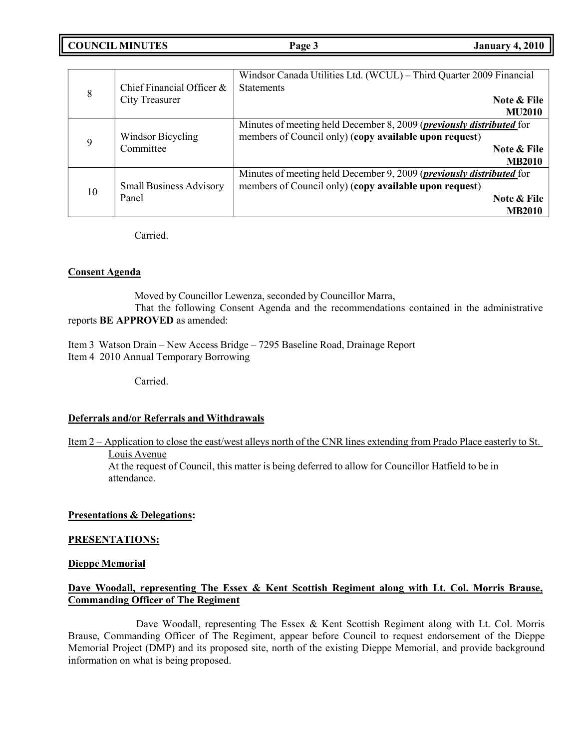| | | |
|---|---|---|
| 8 | Chief Financial Officer & City Treasurer | Windsor Canada Utilities Ltd. (WCUL) – Third Quarter 2009 Financial Statements **Note & File MU2010** |
| 9 | Windsor Bicycling Committee | Minutes of meeting held December 8, 2009 (***previously distributed*** for members of Council only) (**copy available upon request**) **Note & File MB2010** |
| 10 | Small Business Advisory Panel | Minutes of meeting held December 9, 2009 (***previously distributed*** for members of Council only) (**copy available upon request**) **Note & File MB2010** |

Carried.

**Consent Agenda**

Moved by Councillor Lewenza, seconded by Councillor Marra,

That the following Consent Agenda and the recommendations contained in the administrative reports **BE APPROVED** as amended:

Item 3 Watson Drain – New Access Bridge – 7295 Baseline Road, Drainage Report
Item 4 2010 Annual Temporary Borrowing

Carried.

**Deferrals and/or Referrals and Withdrawals**

Item 2 – Application to close the east/west alleys north of the CNR lines extending from Prado Place easterly to St. Louis Avenue

At the request of Council, this matter is being deferred to allow for Councillor Hatfield to be in attendance.

**Presentations & Delegations:**

**PRESENTATIONS:**

**Dieppe Memorial**

**Dave Woodall, representing The Essex & Kent Scottish Regiment along with Lt. Col. Morris Brause, Commanding Officer of The Regiment**

Dave Woodall, representing The Essex & Kent Scottish Regiment along with Lt. Col. Morris Brause, Commanding Officer of The Regiment, appear before Council to request endorsement of the Dieppe Memorial Project (DMP) and its proposed site, north of the existing Dieppe Memorial, and provide background information on what is being proposed.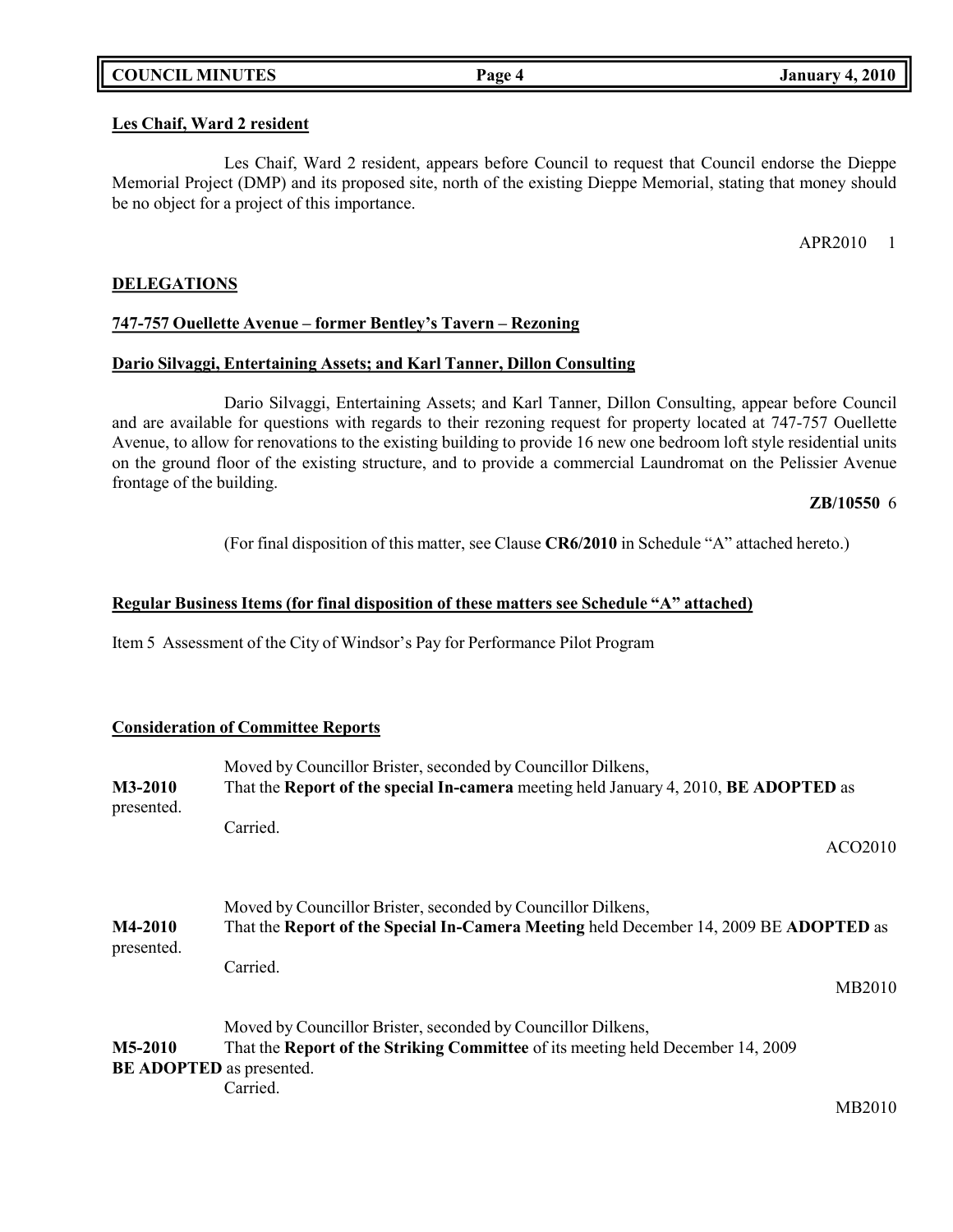**Les Chaif, Ward 2 resident**

Les Chaif, Ward 2 resident, appears before Council to request that Council endorse the Dieppe Memorial Project (DMP) and its proposed site, north of the existing Dieppe Memorial, stating that money should be no object for a project of this importance.

APR2010 1

**DELEGATIONS**

**747-757 Ouellette Avenue – former Bentley's Tavern – Rezoning**

**Dario Silvaggi, Entertaining Assets; and Karl Tanner, Dillon Consulting**

Dario Silvaggi, Entertaining Assets; and Karl Tanner, Dillon Consulting, appear before Council and are available for questions with regards to their rezoning request for property located at 747-757 Ouellette Avenue, to allow for renovations to the existing building to provide 16 new one bedroom loft style residential units on the ground floor of the existing structure, and to provide a commercial Laundromat on the Pelissier Avenue frontage of the building.

**ZB/10550** 6

(For final disposition of this matter, see Clause **CR6/2010** in Schedule "A" attached hereto.)

**Regular Business Items (for final disposition of these matters see Schedule "A" attached)**

Item 5 Assessment of the City of Windsor's Pay for Performance Pilot Program

**Consideration of Committee Reports**

Moved by Councillor Brister, seconded by Councillor Dilkens,

**M3-2010** That the **Report of the special In-camera** meeting held January 4, 2010, **BE ADOPTED** as presented.

Carried.

ACO2010

Moved by Councillor Brister, seconded by Councillor Dilkens,

**M4-2010** That the **Report of the Special In-Camera Meeting** held December 14, 2009 BE **ADOPTED** as presented.

Carried.

MB2010

Moved by Councillor Brister, seconded by Councillor Dilkens,

**M5-2010** That the **Report of the Striking Committee** of its meeting held December 14, 2009 **BE ADOPTED** as presented.

Carried.

MB2010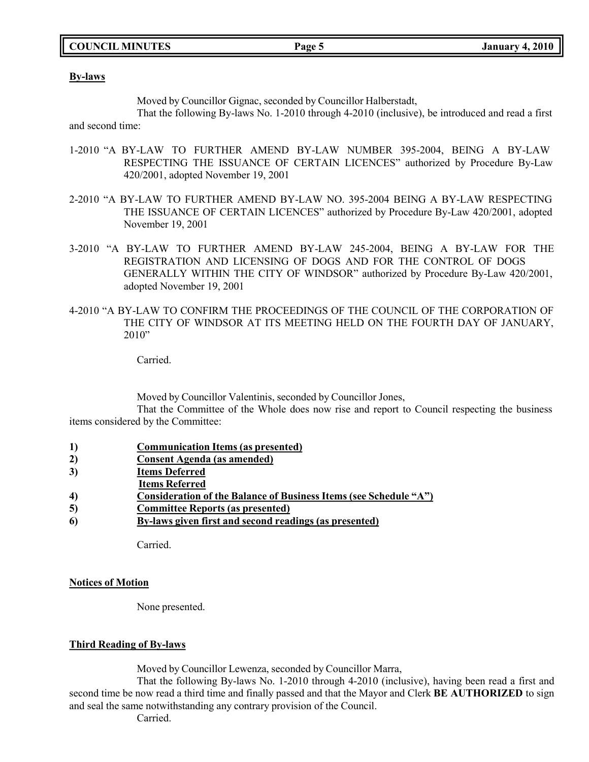**By-laws**

Moved by Councillor Gignac, seconded by Councillor Halberstadt,

That the following By-laws No. 1-2010 through 4-2010 (inclusive), be introduced and read a first and second time:

1-2010 "A BY-LAW TO FURTHER AMEND BY-LAW NUMBER 395-2004, BEING A BY-LAW RESPECTING THE ISSUANCE OF CERTAIN LICENCES" authorized by Procedure By-Law 420/2001, adopted November 19, 2001

2-2010 "A BY-LAW TO FURTHER AMEND BY-LAW NO. 395-2004 BEING A BY-LAW RESPECTING THE ISSUANCE OF CERTAIN LICENCES" authorized by Procedure By-Law 420/2001, adopted November 19, 2001

3-2010 "A BY-LAW TO FURTHER AMEND BY-LAW 245-2004, BEING A BY-LAW FOR THE REGISTRATION AND LICENSING OF DOGS AND FOR THE CONTROL OF DOGS GENERALLY WITHIN THE CITY OF WINDSOR" authorized by Procedure By-Law 420/2001, adopted November 19, 2001

4-2010 "A BY-LAW TO CONFIRM THE PROCEEDINGS OF THE COUNCIL OF THE CORPORATION OF THE CITY OF WINDSOR AT ITS MEETING HELD ON THE FOURTH DAY OF JANUARY, 2010"

Carried.

Moved by Councillor Valentinis, seconded by Councillor Jones,

That the Committee of the Whole does now rise and report to Council respecting the business items considered by the Committee:

1) **Communication Items (as presented)**
2) **Consent Agenda (as amended)**
3) **Items Deferred**
   **Items Referred**
4) **Consideration of the Balance of Business Items (see Schedule "A")**
5) **Committee Reports (as presented)**
6) **By-laws given first and second readings (as presented)**

Carried.

**Notices of Motion**

None presented.

**Third Reading of By-laws**

Moved by Councillor Lewenza, seconded by Councillor Marra,

That the following By-laws No. 1-2010 through 4-2010 (inclusive), having been read a first and second time be now read a third time and finally passed and that the Mayor and Clerk **BE AUTHORIZED** to sign and seal the same notwithstanding any contrary provision of the Council.

Carried.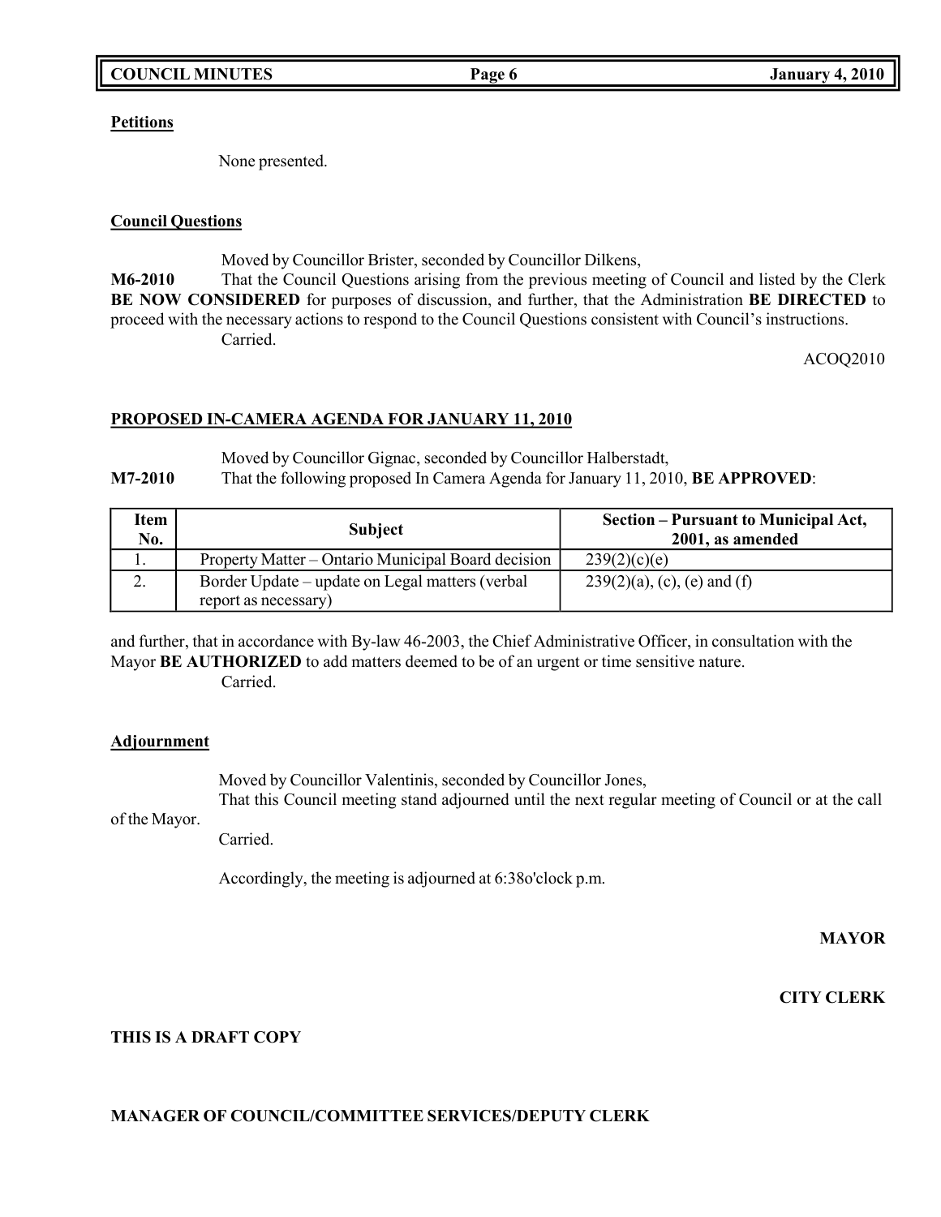**Petitions**

None presented.

**Council Questions**

Moved by Councillor Brister, seconded by Councillor Dilkens,

**M6-2010** That the Council Questions arising from the previous meeting of Council and listed by the Clerk **BE NOW CONSIDERED** for purposes of discussion, and further, that the Administration **BE DIRECTED** to proceed with the necessary actions to respond to the Council Questions consistent with Council's instructions.

Carried.

ACOQ2010

**PROPOSED IN-CAMERA AGENDA FOR JANUARY 11, 2010**

Moved by Councillor Gignac, seconded by Councillor Halberstadt,

**M7-2010** That the following proposed In Camera Agenda for January 11, 2010, **BE APPROVED**:

| Item No. | Subject | Section – Pursuant to Municipal Act, 2001, as amended |
|---|---|---|
| 1. | Property Matter – Ontario Municipal Board decision | 239(2)(c)(e) |
| 2. | Border Update – update on Legal matters (verbal report as necessary) | 239(2)(a), (c), (e) and (f) |

and further, that in accordance with By-law 46-2003, the Chief Administrative Officer, in consultation with the Mayor **BE AUTHORIZED** to add matters deemed to be of an urgent or time sensitive nature.

Carried.

**Adjournment**

Moved by Councillor Valentinis, seconded by Councillor Jones,

That this Council meeting stand adjourned until the next regular meeting of Council or at the call of the Mayor.

Carried.

Accordingly, the meeting is adjourned at 6:38o'clock p.m.

**MAYOR**

**CITY CLERK**

**THIS IS A DRAFT COPY**

**MANAGER OF COUNCIL/COMMITTEE SERVICES/DEPUTY CLERK**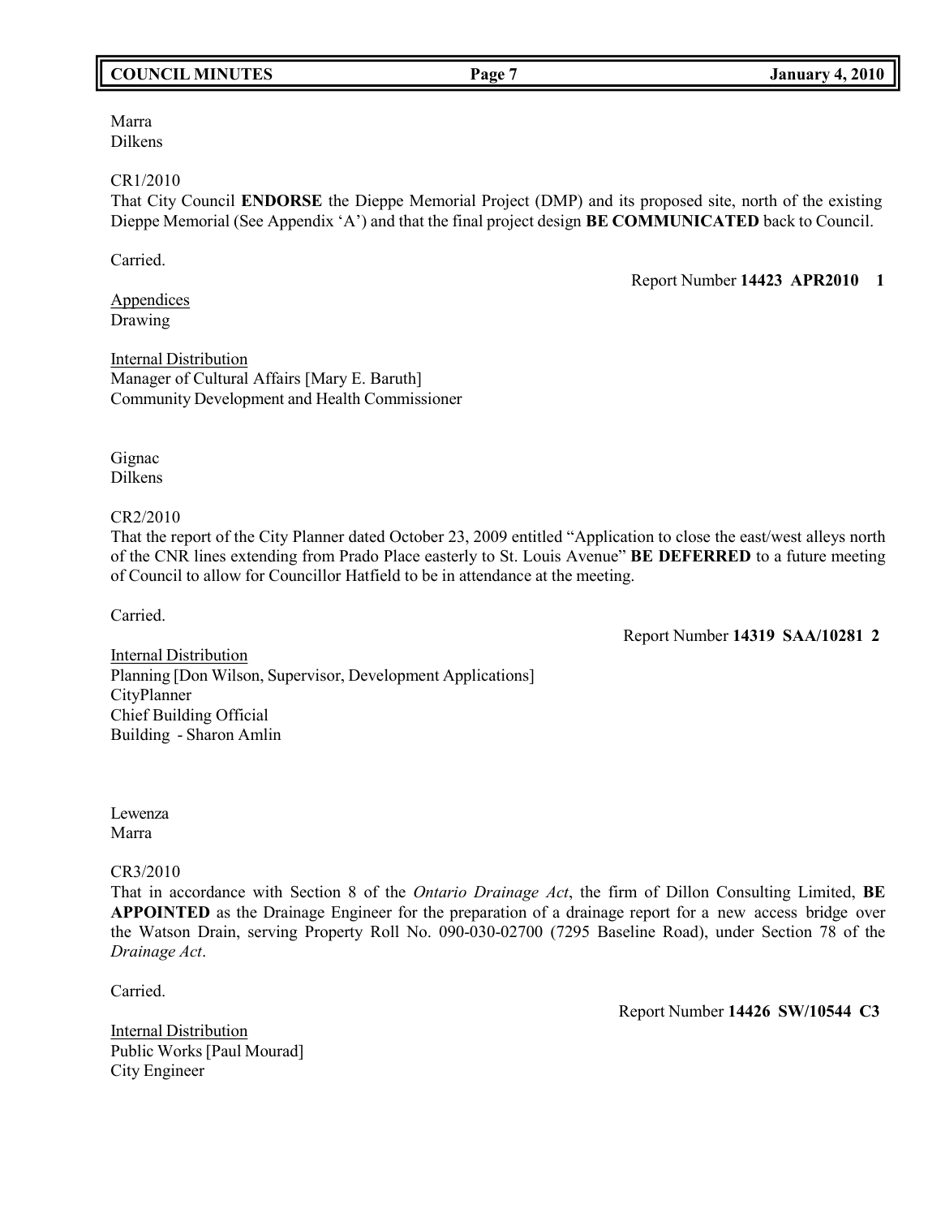Marra
Dilkens

CR1/2010
That City Council **ENDORSE** the Dieppe Memorial Project (DMP) and its proposed site, north of the existing Dieppe Memorial (See Appendix 'A') and that the final project design **BE COMMUNICATED** back to Council.

Carried.

Report Number **14423 APR2010 1**

Appendices
Drawing

Internal Distribution
Manager of Cultural Affairs [Mary E. Baruth]
Community Development and Health Commissioner

Gignac
Dilkens

CR2/2010
That the report of the City Planner dated October 23, 2009 entitled "Application to close the east/west alleys north of the CNR lines extending from Prado Place easterly to St. Louis Avenue" **BE DEFERRED** to a future meeting of Council to allow for Councillor Hatfield to be in attendance at the meeting.

Carried.

Report Number **14319 SAA/10281 2**

Internal Distribution
Planning [Don Wilson, Supervisor, Development Applications]
CityPlanner
Chief Building Official
Building - Sharon Amlin

Lewenza
Marra

CR3/2010
That in accordance with Section 8 of the *Ontario Drainage Act*, the firm of Dillon Consulting Limited, **BE APPOINTED** as the Drainage Engineer for the preparation of a drainage report for a new access bridge over the Watson Drain, serving Property Roll No. 090-030-02700 (7295 Baseline Road), under Section 78 of the *Drainage Act*.

Carried.

Report Number **14426 SW/10544 C3**

Internal Distribution
Public Works [Paul Mourad]
City Engineer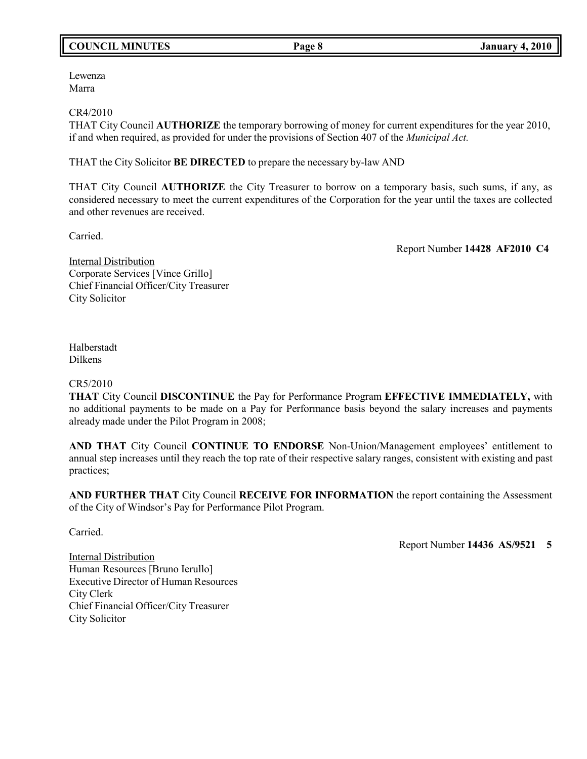Lewenza
Marra

CR4/2010
THAT City Council **AUTHORIZE** the temporary borrowing of money for current expenditures for the year 2010, if and when required, as provided for under the provisions of Section 407 of the *Municipal Act.*

THAT the City Solicitor **BE DIRECTED** to prepare the necessary by-law AND

THAT City Council **AUTHORIZE** the City Treasurer to borrow on a temporary basis, such sums, if any, as considered necessary to meet the current expenditures of the Corporation for the year until the taxes are collected and other revenues are received.

Carried.

Report Number **14428 AF2010 C4**

Internal Distribution
Corporate Services [Vince Grillo]
Chief Financial Officer/City Treasurer
City Solicitor

Halberstadt
Dilkens

CR5/2010
**THAT** City Council **DISCONTINUE** the Pay for Performance Program **EFFECTIVE IMMEDIATELY,** with no additional payments to be made on a Pay for Performance basis beyond the salary increases and payments already made under the Pilot Program in 2008;

**AND THAT** City Council **CONTINUE TO ENDORSE** Non-Union/Management employees' entitlement to annual step increases until they reach the top rate of their respective salary ranges, consistent with existing and past practices;

**AND FURTHER THAT** City Council **RECEIVE FOR INFORMATION** the report containing the Assessment of the City of Windsor's Pay for Performance Pilot Program.

Carried.

Report Number **14436 AS/9521 5**

Internal Distribution
Human Resources [Bruno Ierullo]
Executive Director of Human Resources
City Clerk
Chief Financial Officer/City Treasurer
City Solicitor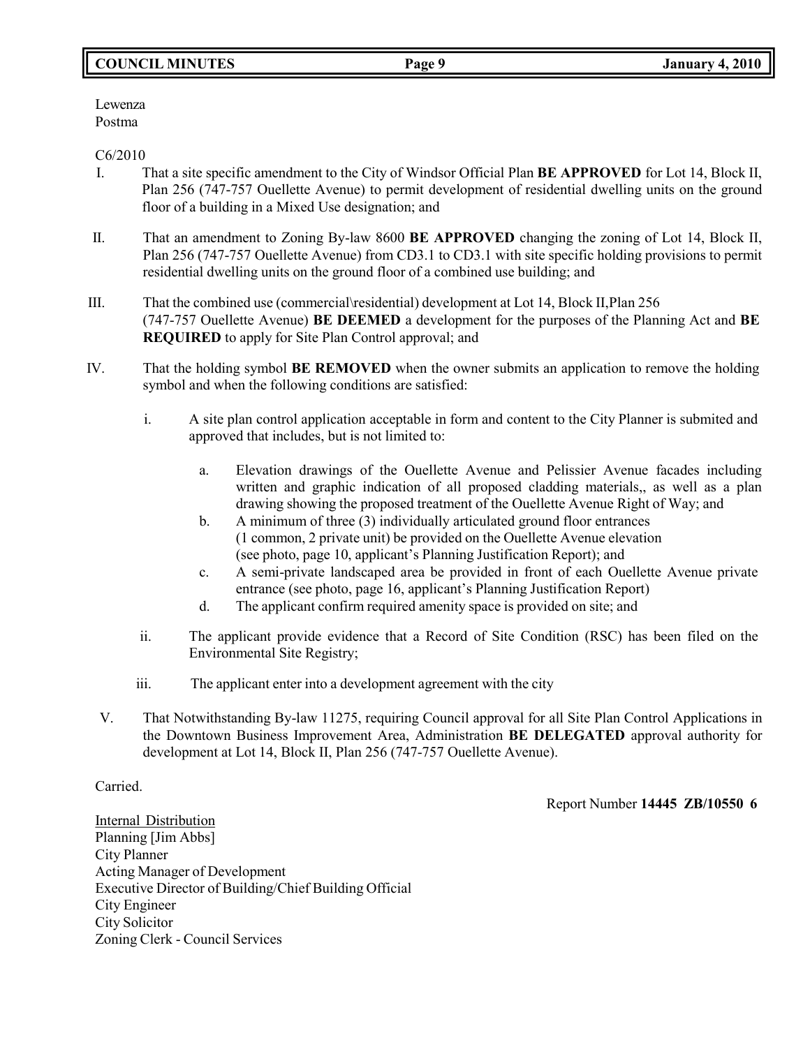Lewenza
Postma

C6/2010

I. That a site specific amendment to the City of Windsor Official Plan **BE APPROVED** for Lot 14, Block II, Plan 256 (747-757 Ouellette Avenue) to permit development of residential dwelling units on the ground floor of a building in a Mixed Use designation; and

II. That an amendment to Zoning By-law 8600 **BE APPROVED** changing the zoning of Lot 14, Block II, Plan 256 (747-757 Ouellette Avenue) from CD3.1 to CD3.1 with site specific holding provisions to permit residential dwelling units on the ground floor of a combined use building; and

III. That the combined use (commercial\residential) development at Lot 14, Block II,Plan 256 (747-757 Ouellette Avenue) **BE DEEMED** a development for the purposes of the Planning Act and **BE REQUIRED** to apply for Site Plan Control approval; and

IV. That the holding symbol **BE REMOVED** when the owner submits an application to remove the holding symbol and when the following conditions are satisfied:

   i. A site plan control application acceptable in form and content to the City Planner is submited and approved that includes, but is not limited to:

      a. Elevation drawings of the Ouellette Avenue and Pelissier Avenue facades including written and graphic indication of all proposed cladding materials,, as well as a plan drawing showing the proposed treatment of the Ouellette Avenue Right of Way; and
      b. A minimum of three (3) individually articulated ground floor entrances (1 common, 2 private unit) be provided on the Ouellette Avenue elevation (see photo, page 10, applicant's Planning Justification Report); and
      c. A semi-private landscaped area be provided in front of each Ouellette Avenue private entrance (see photo, page 16, applicant's Planning Justification Report)
      d. The applicant confirm required amenity space is provided on site; and

   ii. The applicant provide evidence that a Record of Site Condition (RSC) has been filed on the Environmental Site Registry;

   iii. The applicant enter into a development agreement with the city

V. That Notwithstanding By-law 11275, requiring Council approval for all Site Plan Control Applications in the Downtown Business Improvement Area, Administration **BE DELEGATED** approval authority for development at Lot 14, Block II, Plan 256 (747-757 Ouellette Avenue).

Carried.

Report Number **14445 ZB/10550 6**

Internal Distribution
Planning [Jim Abbs]
City Planner
Acting Manager of Development
Executive Director of Building/Chief Building Official
City Engineer
City Solicitor
Zoning Clerk - Council Services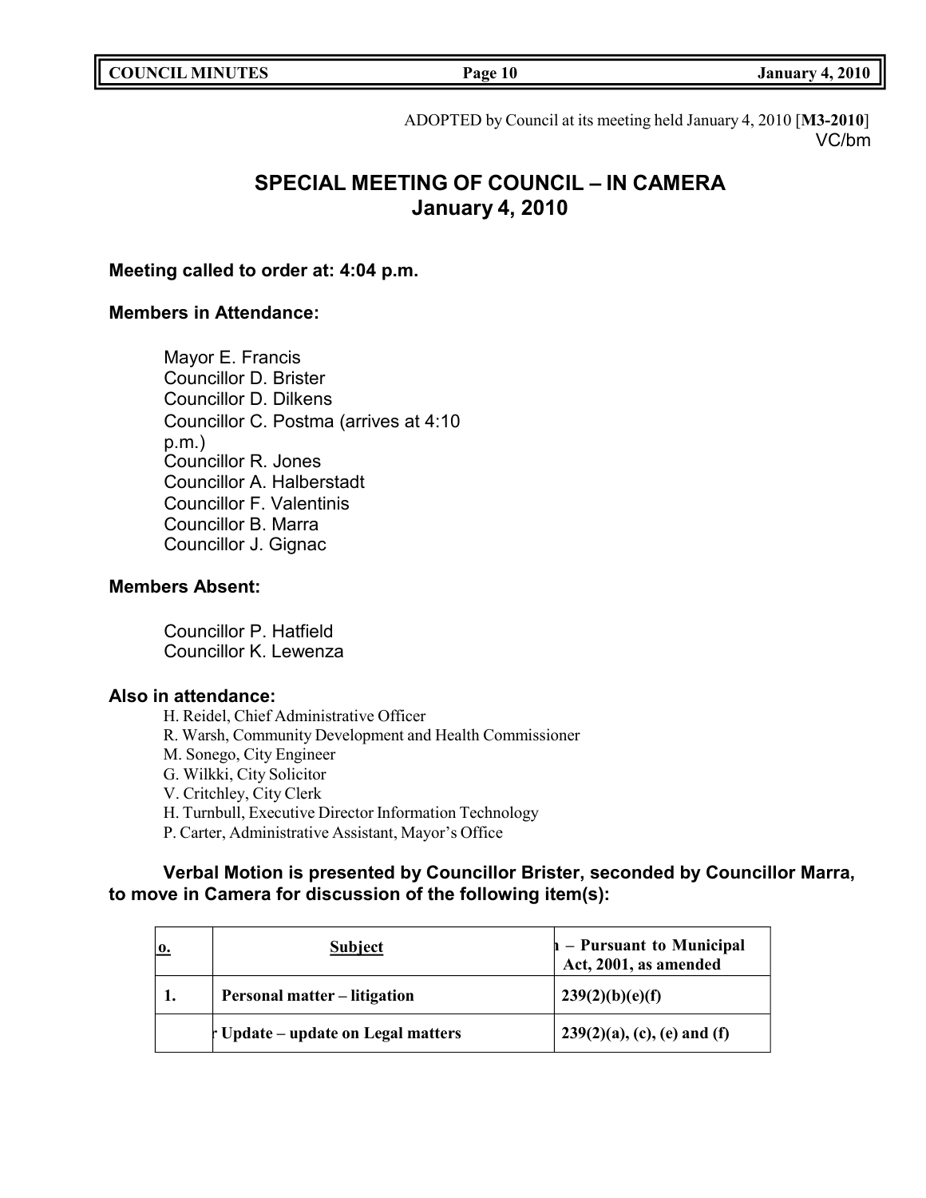ADOPTED by Council at its meeting held January 4, 2010 [**M3-2010**]
VC/bm

# SPECIAL MEETING OF COUNCIL – IN CAMERA
## January 4, 2010

**Meeting called to order at: 4:04 p.m.**

**Members in Attendance:**

Mayor E. Francis
Councillor D. Brister
Councillor D. Dilkens
Councillor C. Postma (arrives at 4:10 p.m.)
Councillor R. Jones
Councillor A. Halberstadt
Councillor F. Valentinis
Councillor B. Marra
Councillor J. Gignac

**Members Absent:**

Councillor P. Hatfield
Councillor K. Lewenza

**Also in attendance:**

H. Reidel, Chief Administrative Officer
R. Warsh, Community Development and Health Commissioner
M. Sonego, City Engineer
G. Wilkki, City Solicitor
V. Critchley, City Clerk
H. Turnbull, Executive Director Information Technology
P. Carter, Administrative Assistant, Mayor's Office

**Verbal Motion is presented by Councillor Brister, seconded by Councillor Marra, to move in Camera for discussion of the following item(s):**

| o. | Subject | – Pursuant to Municipal Act, 2001, as amended |
|---|---|---|
| 1. | Personal matter – litigation | 239(2)(b)(e)(f) |
| | Update – update on Legal matters | 239(2)(a), (c), (e) and (f) |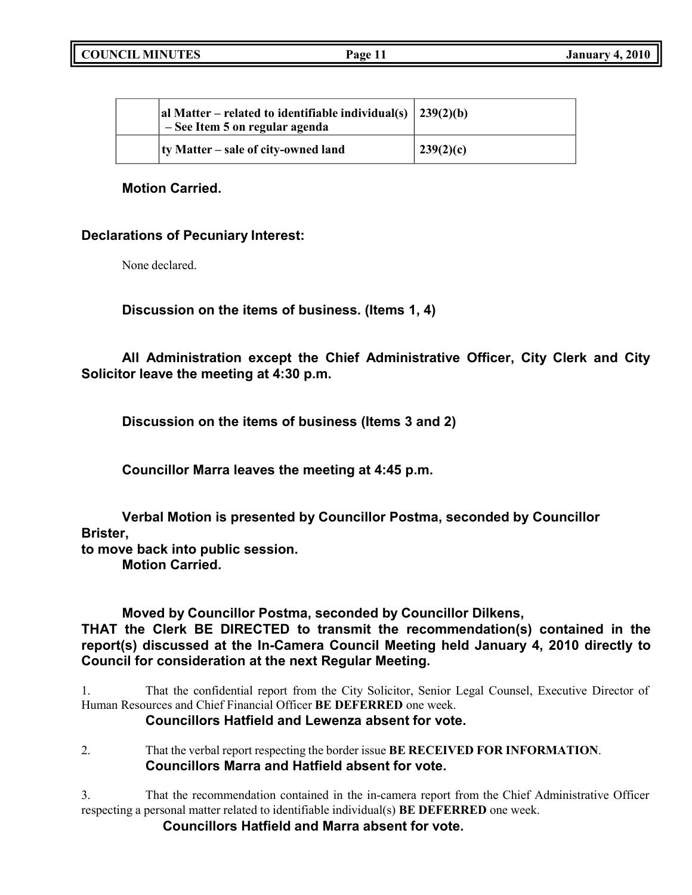|  | al Matter – related to identifiable individual(s) – See Item 5 on regular agenda | 239(2)(b) |
|---|---|---|
|  | ty Matter – sale of city-owned land | 239(2)(c) |

**Motion Carried.**

**Declarations of Pecuniary Interest:**

None declared.

**Discussion on the items of business. (Items 1, 4)**

**All Administration except the Chief Administrative Officer, City Clerk and City Solicitor leave the meeting at 4:30 p.m.**

**Discussion on the items of business (Items 3 and 2)**

**Councillor Marra leaves the meeting at 4:45 p.m.**

**Verbal Motion is presented by Councillor Postma, seconded by Councillor Brister,**
**to move back into public session.**
**Motion Carried.**

**Moved by Councillor Postma, seconded by Councillor Dilkens,**
**THAT the Clerk BE DIRECTED to transmit the recommendation(s) contained in the report(s) discussed at the In-Camera Council Meeting held January 4, 2010 directly to Council for consideration at the next Regular Meeting.**

1. That the confidential report from the City Solicitor, Senior Legal Counsel, Executive Director of Human Resources and Chief Financial Officer **BE DEFERRED** one week.
**Councillors Hatfield and Lewenza absent for vote.**

2. That the verbal report respecting the border issue **BE RECEIVED FOR INFORMATION**.
**Councillors Marra and Hatfield absent for vote.**

3. That the recommendation contained in the in-camera report from the Chief Administrative Officer respecting a personal matter related to identifiable individual(s) **BE DEFERRED** one week.
**Councillors Hatfield and Marra absent for vote.**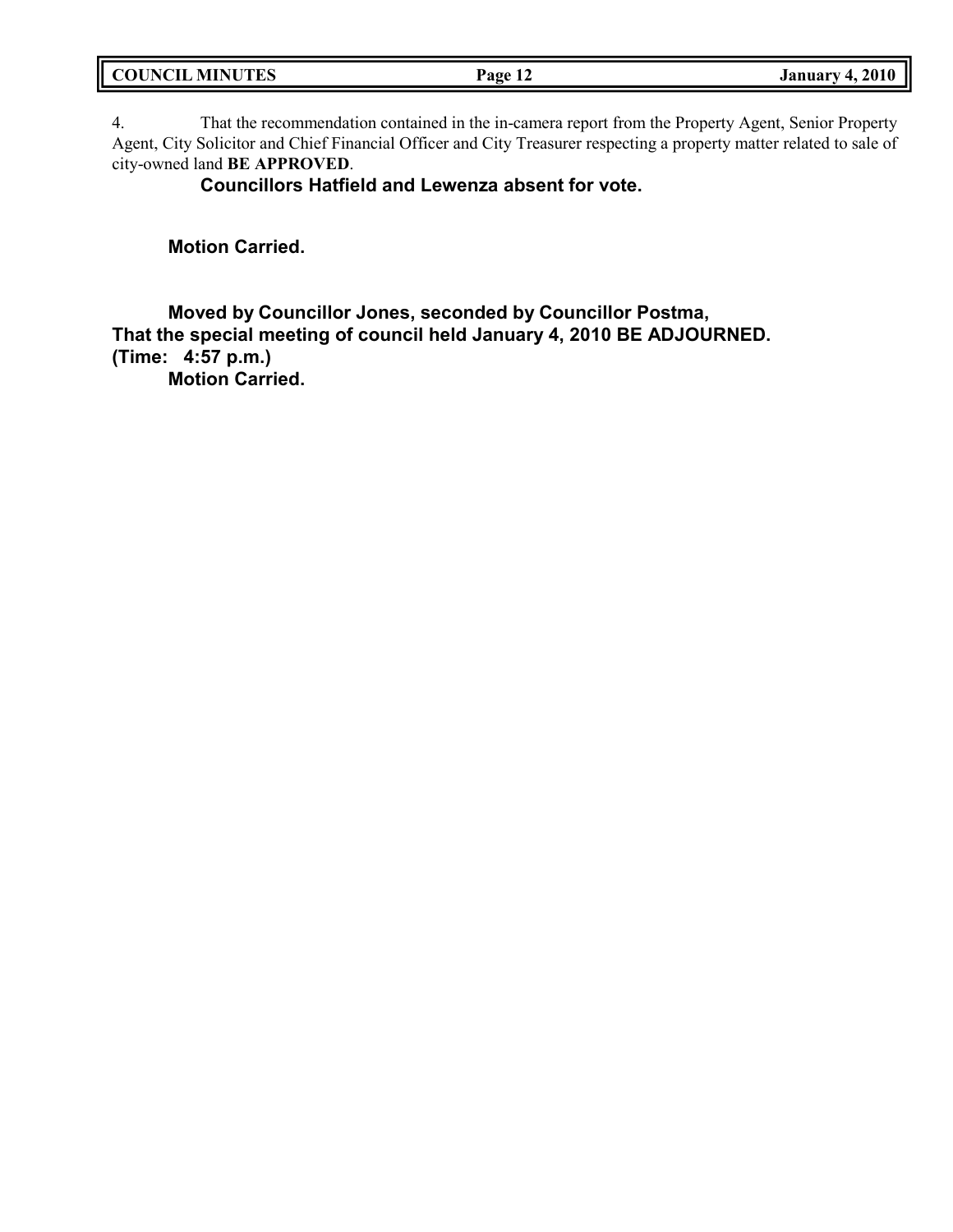4. That the recommendation contained in the in-camera report from the Property Agent, Senior Property Agent, City Solicitor and Chief Financial Officer and City Treasurer respecting a property matter related to sale of city-owned land **BE APPROVED**.

**Councillors Hatfield and Lewenza absent for vote.**

**Motion Carried.**

**Moved by Councillor Jones, seconded by Councillor Postma,**
**That the special meeting of council held January 4, 2010 BE ADJOURNED.**
**(Time: 4:57 p.m.)**
**Motion Carried.**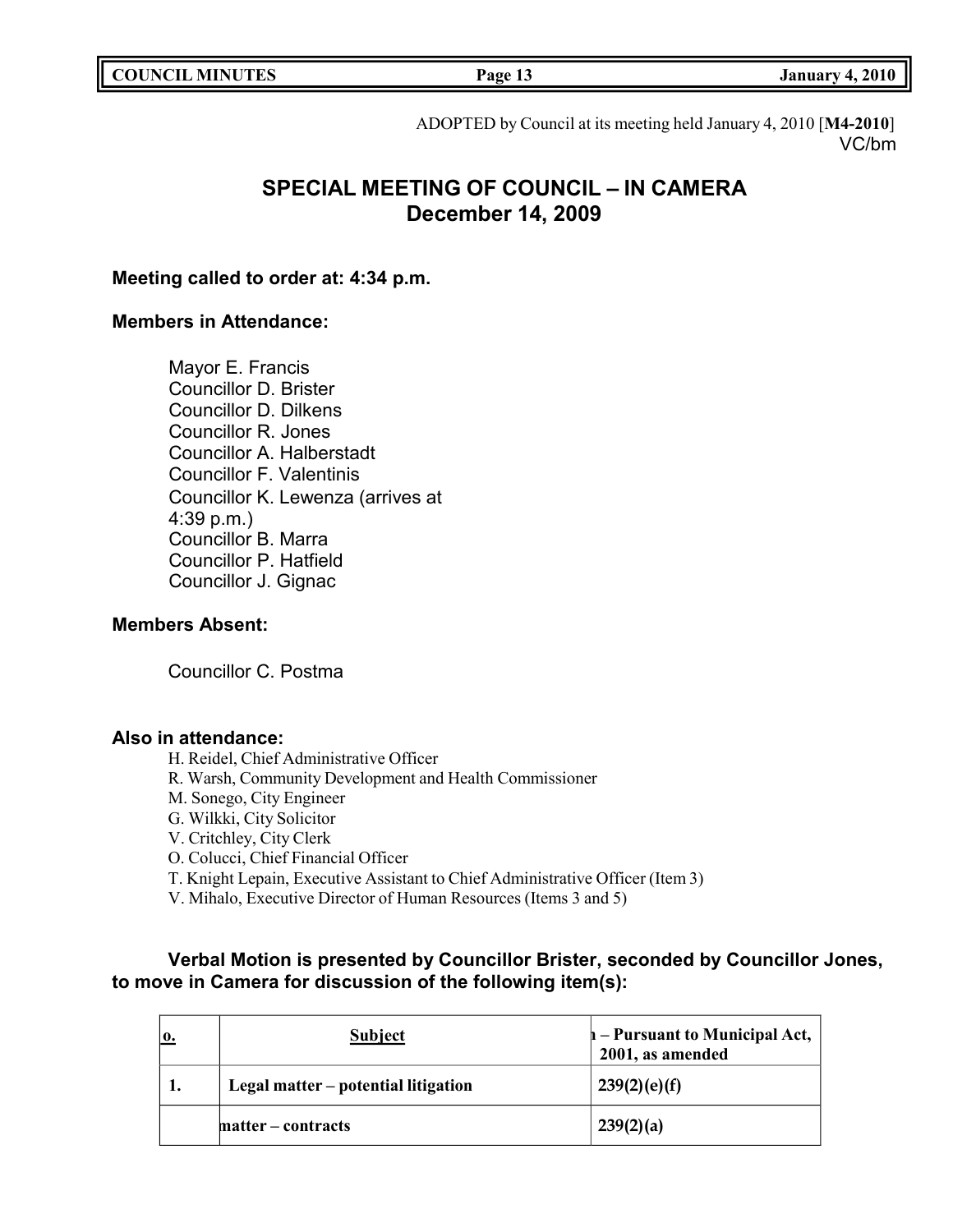ADOPTED by Council at its meeting held January 4, 2010 [**M4-2010**]
VC/bm

# SPECIAL MEETING OF COUNCIL – IN CAMERA
## December 14, 2009

**Meeting called to order at: 4:34 p.m.**

**Members in Attendance:**

Mayor E. Francis
Councillor D. Brister
Councillor D. Dilkens
Councillor R. Jones
Councillor A. Halberstadt
Councillor F. Valentinis
Councillor K. Lewenza (arrives at 4:39 p.m.)
Councillor B. Marra
Councillor P. Hatfield
Councillor J. Gignac

**Members Absent:**

Councillor C. Postma

**Also in attendance:**

H. Reidel, Chief Administrative Officer
R. Warsh, Community Development and Health Commissioner
M. Sonego, City Engineer
G. Wilkki, City Solicitor
V. Critchley, City Clerk
O. Colucci, Chief Financial Officer
T. Knight Lepain, Executive Assistant to Chief Administrative Officer (Item 3)
V. Mihalo, Executive Director of Human Resources (Items 3 and 5)

**Verbal Motion is presented by Councillor Brister, seconded by Councillor Jones, to move in Camera for discussion of the following item(s):**

| o. | Subject | – Pursuant to Municipal Act, 2001, as amended |
|---|---|---|
| 1. | Legal matter – potential litigation | 239(2)(e)(f) |
| | matter – contracts | 239(2)(a) |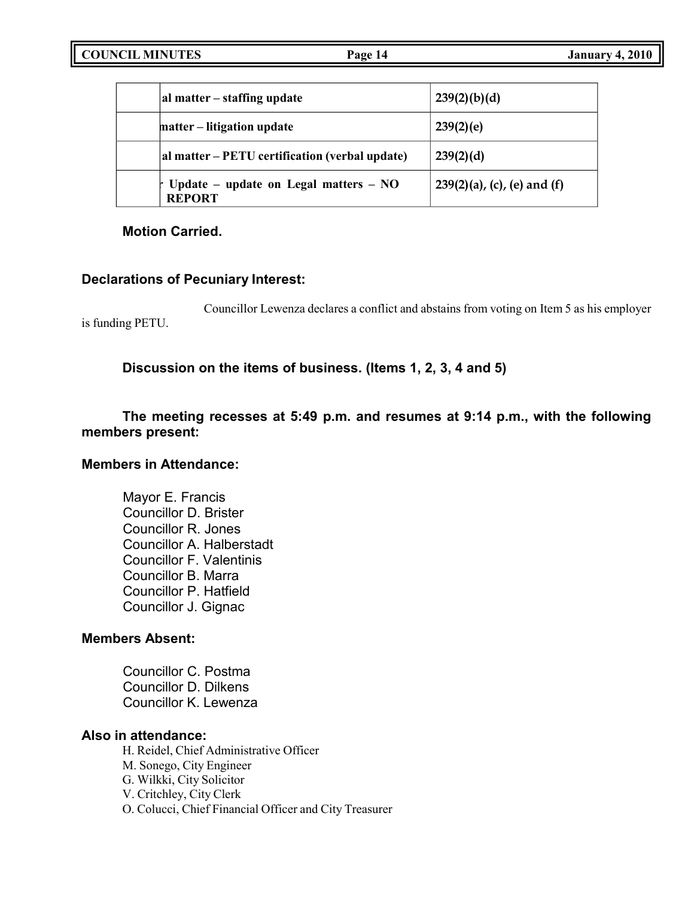| | al matter – staffing update | 239(2)(b)(d) |
|---|---|---|
| | natter – litigation update | 239(2)(e) |
| | al matter – PETU certification (verbal update) | 239(2)(d) |
| | Update – update on Legal matters – NO REPORT | 239(2)(a), (c), (e) and (f) |

**Motion Carried.**

**Declarations of Pecuniary Interest:**

Councillor Lewenza declares a conflict and abstains from voting on Item 5 as his employer is funding PETU.

**Discussion on the items of business. (Items 1, 2, 3, 4 and 5)**

**The meeting recesses at 5:49 p.m. and resumes at 9:14 p.m., with the following members present:**

**Members in Attendance:**

Mayor E. Francis
Councillor D. Brister
Councillor R. Jones
Councillor A. Halberstadt
Councillor F. Valentinis
Councillor B. Marra
Councillor P. Hatfield
Councillor J. Gignac

**Members Absent:**

Councillor C. Postma
Councillor D. Dilkens
Councillor K. Lewenza

**Also in attendance:**

H. Reidel, Chief Administrative Officer
M. Sonego, City Engineer
G. Wilkki, City Solicitor
V. Critchley, City Clerk
O. Colucci, Chief Financial Officer and City Treasurer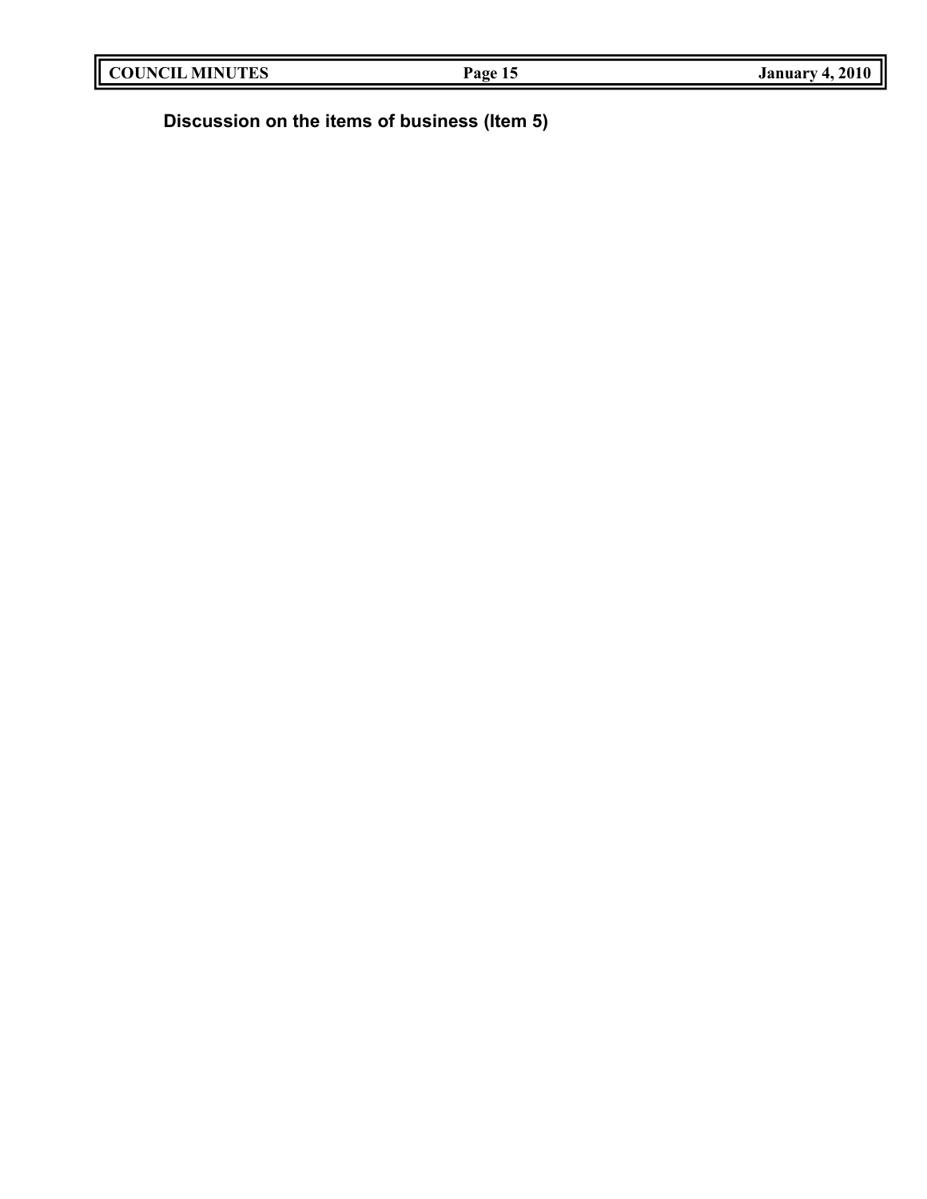**Discussion on the items of business (Item 5)**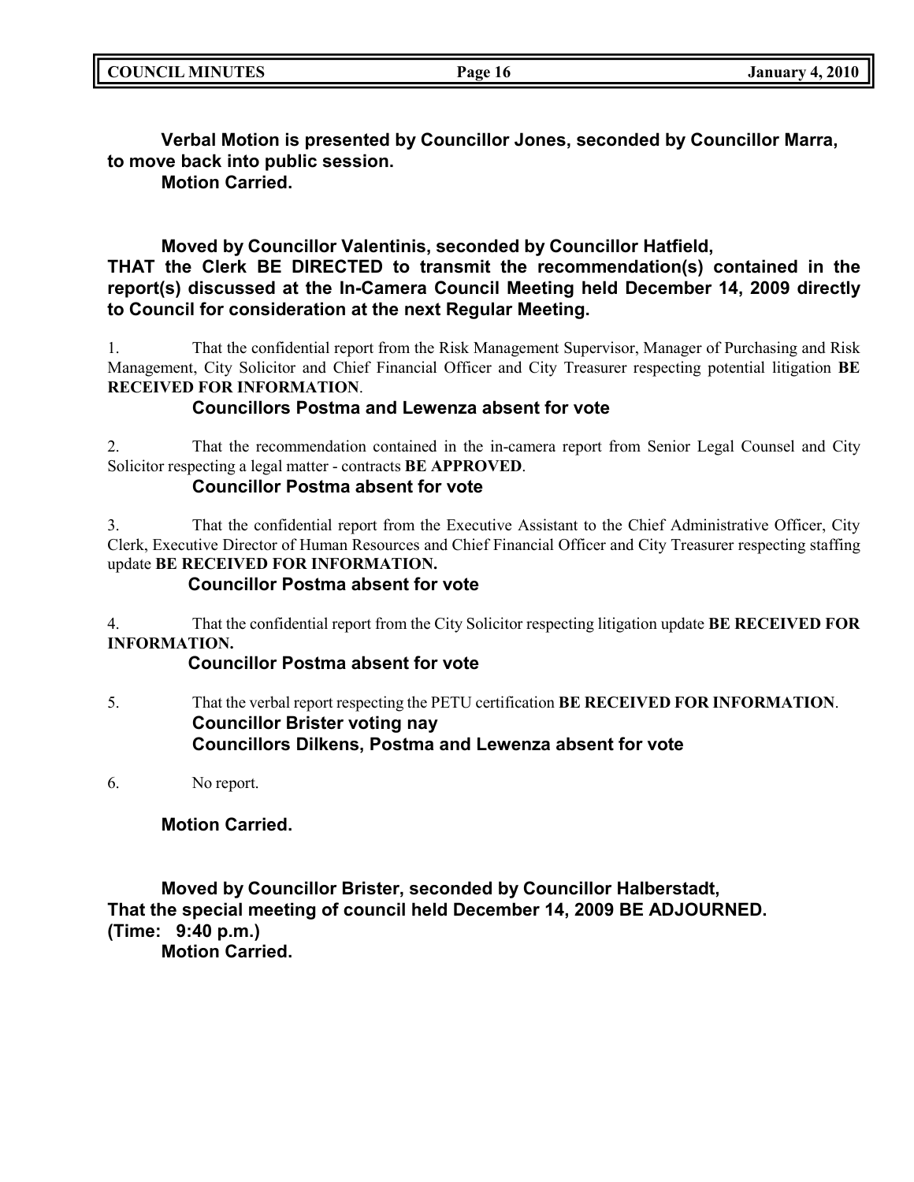**Verbal Motion is presented by Councillor Jones, seconded by Councillor Marra, to move back into public session.**
**Motion Carried.**

**Moved by Councillor Valentinis, seconded by Councillor Hatfield,**
**THAT the Clerk BE DIRECTED to transmit the recommendation(s) contained in the report(s) discussed at the In-Camera Council Meeting held December 14, 2009 directly to Council for consideration at the next Regular Meeting.**

1. That the confidential report from the Risk Management Supervisor, Manager of Purchasing and Risk Management, City Solicitor and Chief Financial Officer and City Treasurer respecting potential litigation **BE RECEIVED FOR INFORMATION**.
   **Councillors Postma and Lewenza absent for vote**

2. That the recommendation contained in the in-camera report from Senior Legal Counsel and City Solicitor respecting a legal matter - contracts **BE APPROVED**.
   **Councillor Postma absent for vote**

3. That the confidential report from the Executive Assistant to the Chief Administrative Officer, City Clerk, Executive Director of Human Resources and Chief Financial Officer and City Treasurer respecting staffing update **BE RECEIVED FOR INFORMATION.**
   **Councillor Postma absent for vote**

4. That the confidential report from the City Solicitor respecting litigation update **BE RECEIVED FOR INFORMATION.**
   **Councillor Postma absent for vote**

5. That the verbal report respecting the PETU certification **BE RECEIVED FOR INFORMATION**.
   **Councillor Brister voting nay**
   **Councillors Dilkens, Postma and Lewenza absent for vote**

6. No report.

**Motion Carried.**

**Moved by Councillor Brister, seconded by Councillor Halberstadt,**
**That the special meeting of council held December 14, 2009 BE ADJOURNED.**
**(Time: 9:40 p.m.)**
**Motion Carried.**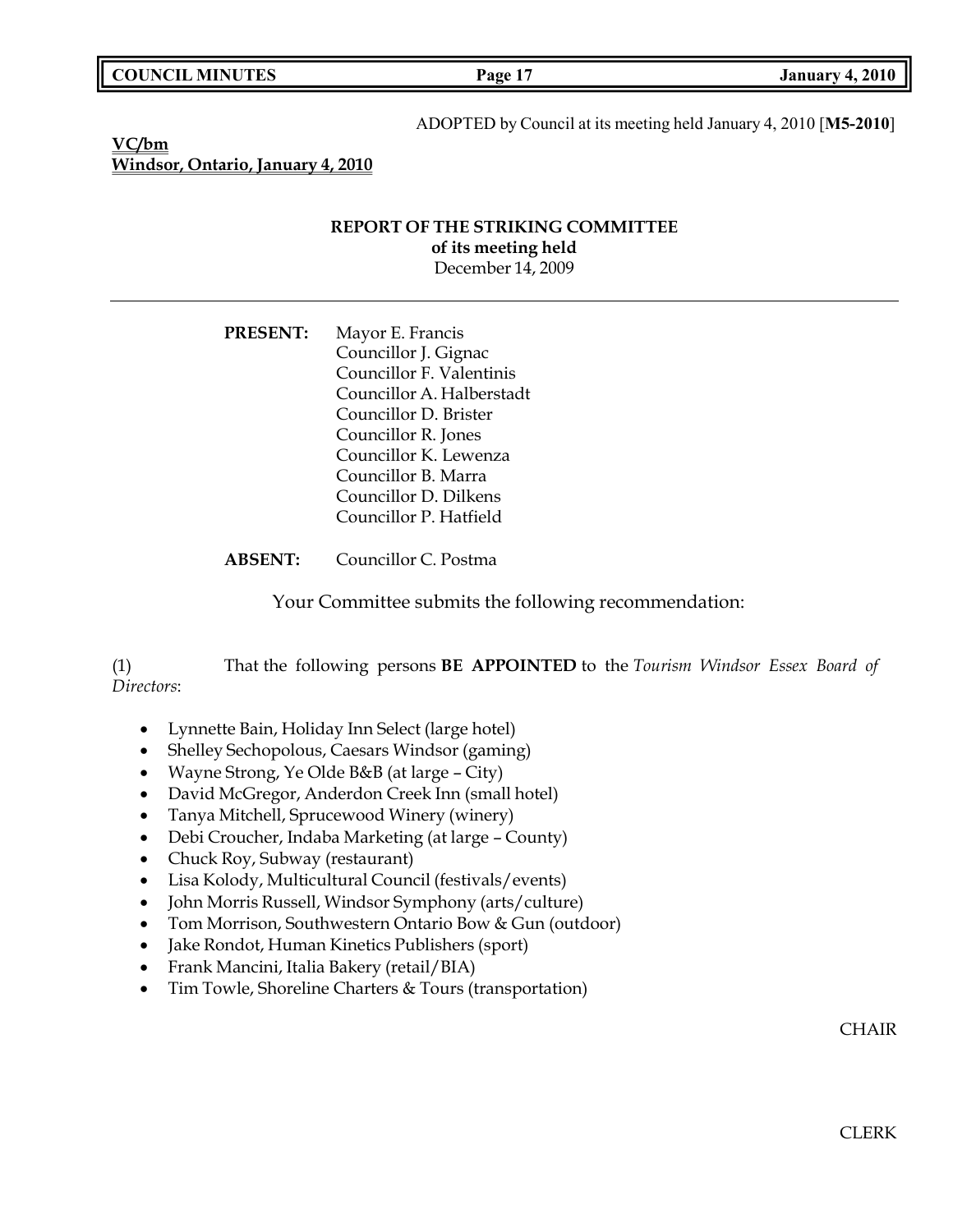ADOPTED by Council at its meeting held January 4, 2010 [**M5-2010**]

**VC/bm**
**Windsor, Ontario, January 4, 2010**

**REPORT OF THE STRIKING COMMITTEE**
**of its meeting held**
December 14, 2009

---

**PRESENT:** Mayor E. Francis
Councillor J. Gignac
Councillor F. Valentinis
Councillor A. Halberstadt
Councillor D. Brister
Councillor R. Jones
Councillor K. Lewenza
Councillor B. Marra
Councillor D. Dilkens
Councillor P. Hatfield

**ABSENT:** Councillor C. Postma

Your Committee submits the following recommendation:

(1) That the following persons **BE APPOINTED** to the *Tourism Windsor Essex Board of Directors*:

- Lynnette Bain, Holiday Inn Select (large hotel)
- Shelley Sechopolous, Caesars Windsor (gaming)
- Wayne Strong, Ye Olde B&B (at large – City)
- David McGregor, Anderdon Creek Inn (small hotel)
- Tanya Mitchell, Sprucewood Winery (winery)
- Debi Croucher, Indaba Marketing (at large – County)
- Chuck Roy, Subway (restaurant)
- Lisa Kolody, Multicultural Council (festivals/events)
- John Morris Russell, Windsor Symphony (arts/culture)
- Tom Morrison, Southwestern Ontario Bow & Gun (outdoor)
- Jake Rondot, Human Kinetics Publishers (sport)
- Frank Mancini, Italia Bakery (retail/BIA)
- Tim Towle, Shoreline Charters & Tours (transportation)

CHAIR

CLERK